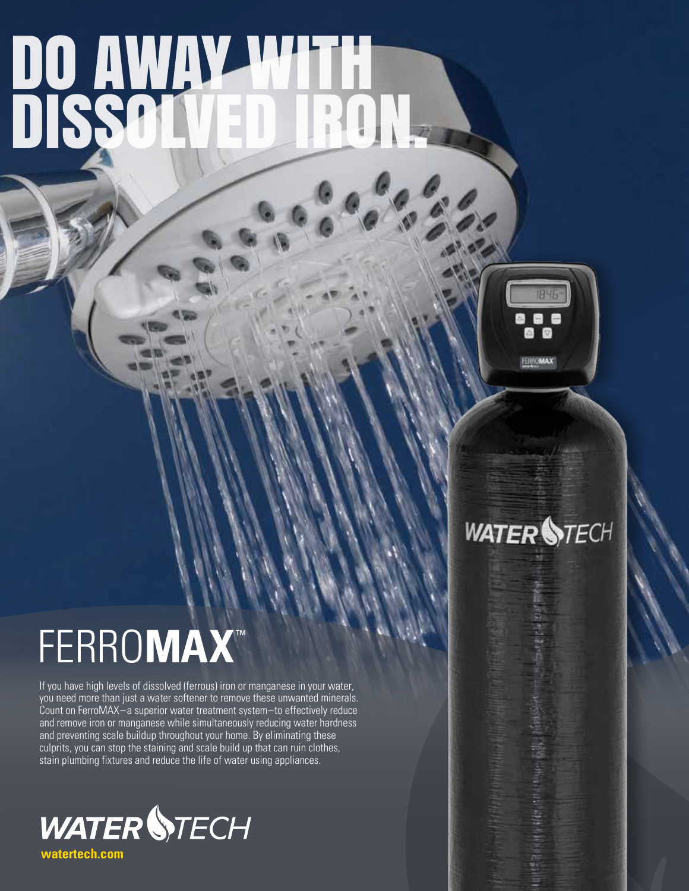# DO AWAY WITH DISSOLVED IRON.

## FERRO**MAX**™

If you have high levels of dissolved (ferrous) iron or manganese in your water, you need more than just a water softener to remove these unwanted minerals. Count on FerroMAX—a superior water treatment system—to effectively reduce and remove iron or manganese while simultaneously reducing water hardness and preventing scale buildup throughout your home. By eliminating these culprits, you can stop the staining and scale build up that can ruin clothes, stain plumbing fixtures and reduce the life of water using appliances.

WATER TECH

**watertech.com**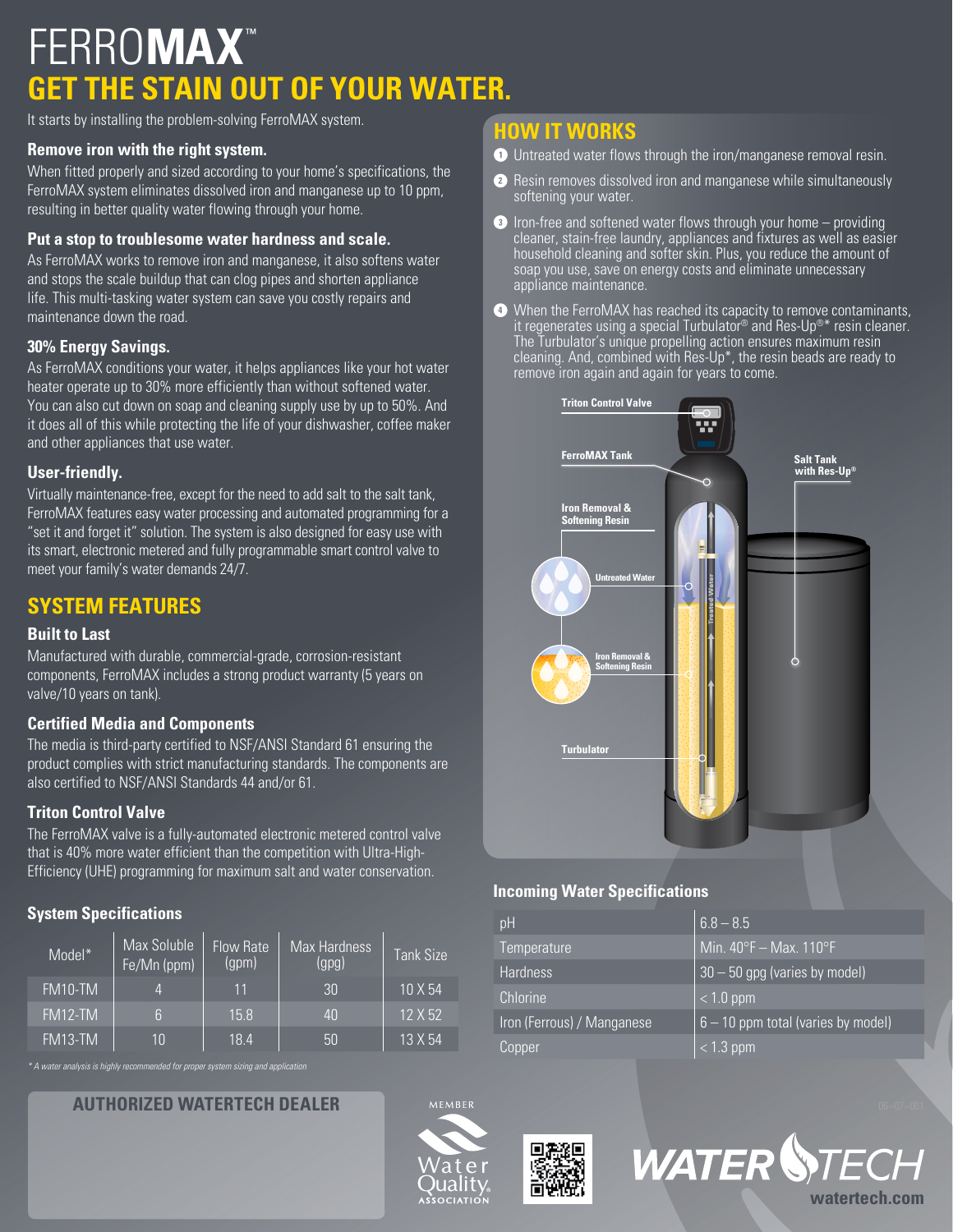# FERRO**MAX**™

## GET THE STAIN OUT OF YOUR WATER.

It starts by installing the problem-solving FerroMAX system.

### Remove iron with the right system.

When fitted properly and sized according to your home's specifications, the FerroMAX system eliminates dissolved iron and manganese up to 10 ppm, resulting in better quality water flowing through your home.

### Put a stop to troublesome water hardness and scale.

As FerroMAX works to remove iron and manganese, it also softens water and stops the scale buildup that can clog pipes and shorten appliance life. This multi-tasking water system can save you costly repairs and maintenance down the road.

### 30% Energy Savings.

As FerroMAX conditions your water, it helps appliances like your hot water heater operate up to 30% more efficiently than without softened water. You can also cut down on soap and cleaning supply use by up to 50%. And it does all of this while protecting the life of your dishwasher, coffee maker and other appliances that use water.

### User-friendly.

Virtually maintenance-free, except for the need to add salt to the salt tank, FerroMAX features easy water processing and automated programming for a "set it and forget it" solution. The system is also designed for easy use with its smart, electronic metered and fully programmable smart control valve to meet your family's water demands 24/7.

## SYSTEM FEATURES

### Built to Last

Manufactured with durable, commercial-grade, corrosion-resistant components, FerroMAX includes a strong product warranty (5 years on valve/10 years on tank).

### Certified Media and Components

The media is third-party certified to NSF/ANSI Standard 61 ensuring the product complies with strict manufacturing standards. The components are also certified to NSF/ANSI Standards 44 and/or 61.

### Triton Control Valve

The FerroMAX valve is a fully-automated electronic metered control valve that is 40% more water efficient than the competition with Ultra-High-Efficiency (UHE) programming for maximum salt and water conservation.

### System Specifications

| Model* | Max Soluble Fe/Mn (ppm) | Flow Rate (gpm) | Max Hardness (gpg) | Tank Size |
|---|---|---|---|---|
| FM10-TM | 4 | 11 | 30 | 10 X 54 |
| FM12-TM | 6 | 15.8 | 40 | 12 X 52 |
| FM13-TM | 10 | 18.4 | 50 | 13 X 54 |

*\* A water analysis is highly recommended for proper system sizing and application*

## HOW IT WORKS

1. Untreated water flows through the iron/manganese removal resin.
2. Resin removes dissolved iron and manganese while simultaneously softening your water.
3. Iron-free and softened water flows through your home – providing cleaner, stain-free laundry, appliances and fixtures as well as easier household cleaning and softer skin. Plus, you reduce the amount of soap you use, save on energy costs and eliminate unnecessary appliance maintenance.
4. When the FerroMAX has reached its capacity to remove contaminants, it regenerates using a special Turbulator® and Res-Up®* resin cleaner. The Turbulator's unique propelling action ensures maximum resin cleaning. And, combined with Res-Up*, the resin beads are ready to remove iron again and again for years to come.

Triton Control Valve

FerroMAX Tank

Salt Tank with Res-Up®

Iron Removal & Softening Resin

Untreated Water

Treated Water

Iron Removal & Softening Resin

Turbulator

### Incoming Water Specifications

| | |
|---|---|
| pH | 6.8 – 8.5 |
| Temperature | Min. 40°F – Max. 110°F |
| Hardness | 30 – 50 gpg (varies by model) |
| Chlorine | < 1.0 ppm |
| Iron (Ferrous) / Manganese | 6 – 10 ppm total (varies by model) |
| Copper | < 1.3 ppm |

**AUTHORIZED WATERTECH DEALER**

MEMBER Water Quality Association

WATERTECH

watertech.com